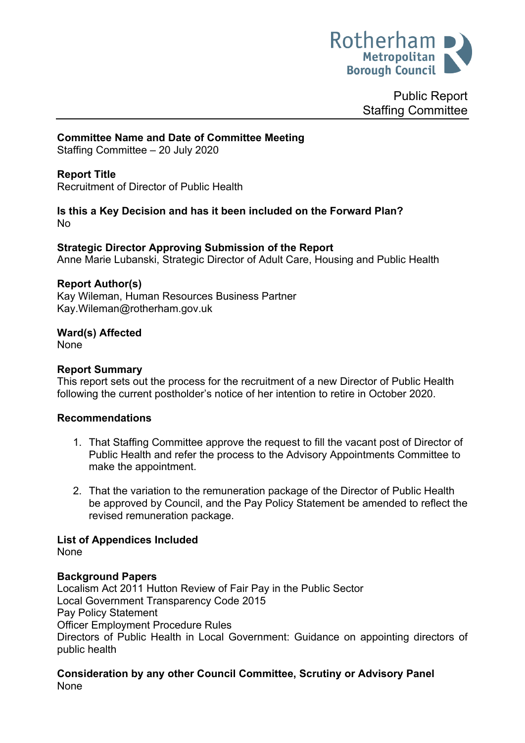Rotherham Metropolitan Borough Council

Public Report
Staffing Committee

**Committee Name and Date of Committee Meeting**
Staffing Committee – 20 July 2020

**Report Title**
Recruitment of Director of Public Health

**Is this a Key Decision and has it been included on the Forward Plan?**
No

**Strategic Director Approving Submission of the Report**
Anne Marie Lubanski, Strategic Director of Adult Care, Housing and Public Health

**Report Author(s)**
Kay Wileman, Human Resources Business Partner
Kay.Wileman@rotherham.gov.uk

**Ward(s) Affected**
None

**Report Summary**
This report sets out the process for the recruitment of a new Director of Public Health following the current postholder's notice of her intention to retire in October 2020.

**Recommendations**

1. That Staffing Committee approve the request to fill the vacant post of Director of Public Health and refer the process to the Advisory Appointments Committee to make the appointment.

2. That the variation to the remuneration package of the Director of Public Health be approved by Council, and the Pay Policy Statement be amended to reflect the revised remuneration package.

**List of Appendices Included**
None

**Background Papers**
Localism Act 2011 Hutton Review of Fair Pay in the Public Sector
Local Government Transparency Code 2015
Pay Policy Statement
Officer Employment Procedure Rules
Directors of Public Health in Local Government: Guidance on appointing directors of public health

**Consideration by any other Council Committee, Scrutiny or Advisory Panel**
None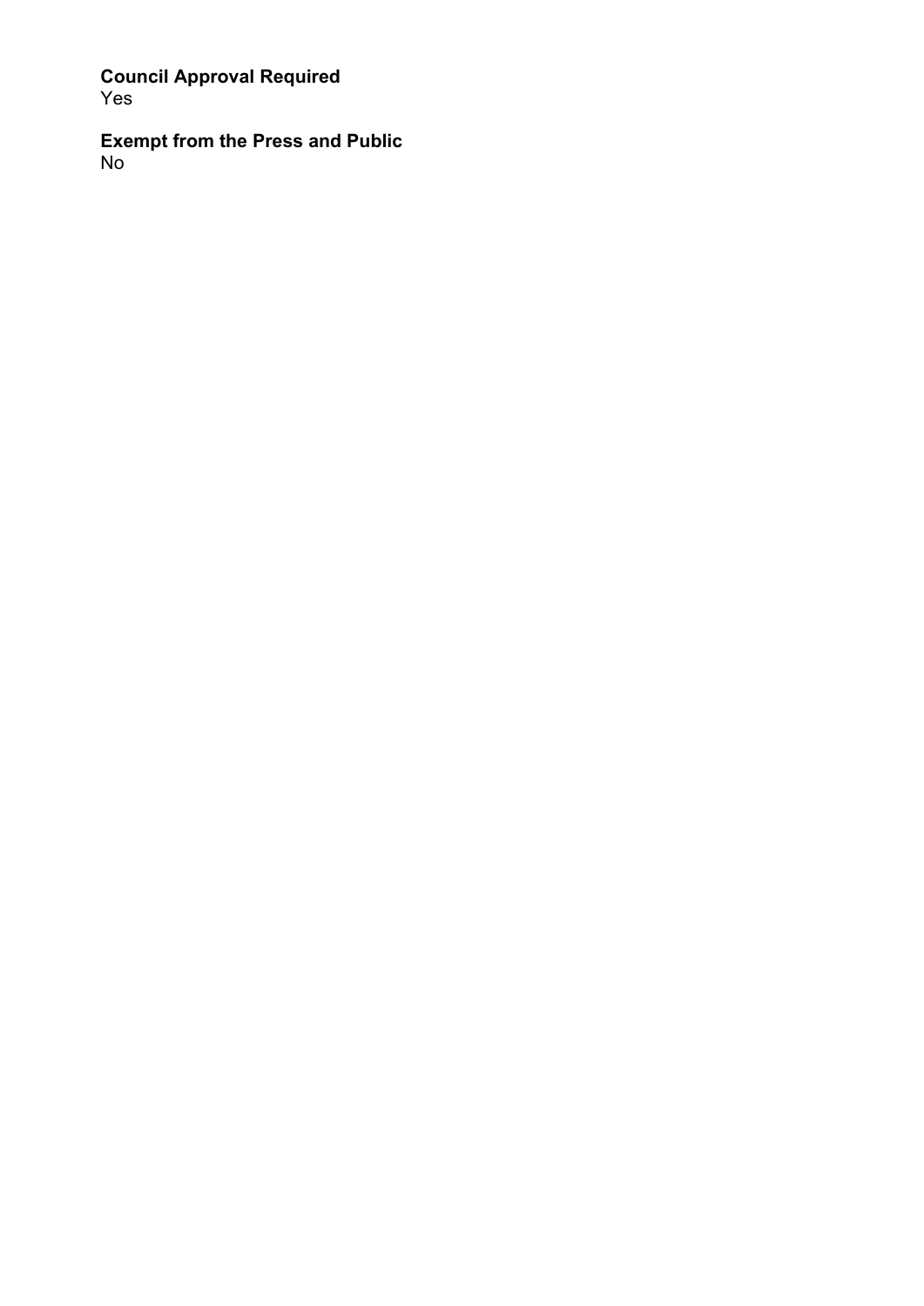**Council Approval Required**
Yes

**Exempt from the Press and Public**
No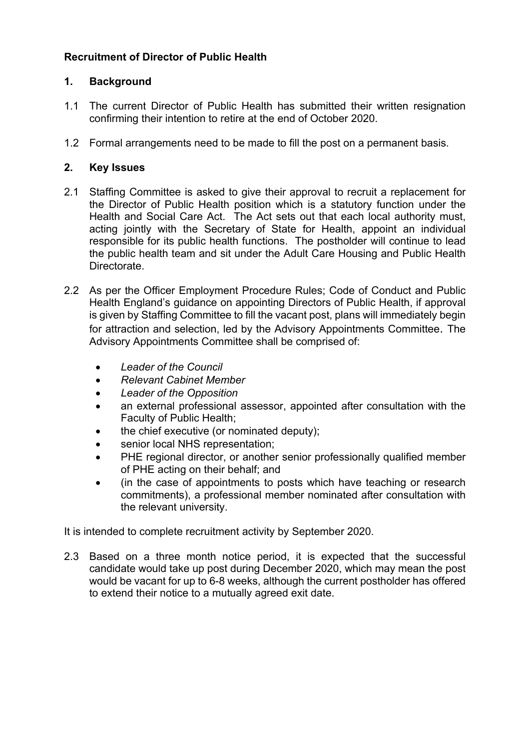**Recruitment of Director of Public Health**

**1. Background**

1.1 The current Director of Public Health has submitted their written resignation confirming their intention to retire at the end of October 2020.

1.2 Formal arrangements need to be made to fill the post on a permanent basis.

**2. Key Issues**

2.1 Staffing Committee is asked to give their approval to recruit a replacement for the Director of Public Health position which is a statutory function under the Health and Social Care Act. The Act sets out that each local authority must, acting jointly with the Secretary of State for Health, appoint an individual responsible for its public health functions. The postholder will continue to lead the public health team and sit under the Adult Care Housing and Public Health Directorate.

2.2 As per the Officer Employment Procedure Rules; Code of Conduct and Public Health England's guidance on appointing Directors of Public Health, if approval is given by Staffing Committee to fill the vacant post, plans will immediately begin for attraction and selection, led by the Advisory Appointments Committee. The Advisory Appointments Committee shall be comprised of:

- *Leader of the Council*
- *Relevant Cabinet Member*
- *Leader of the Opposition*
- an external professional assessor, appointed after consultation with the Faculty of Public Health;
- the chief executive (or nominated deputy);
- senior local NHS representation;
- PHE regional director, or another senior professionally qualified member of PHE acting on their behalf; and
- (in the case of appointments to posts which have teaching or research commitments), a professional member nominated after consultation with the relevant university.

It is intended to complete recruitment activity by September 2020.

2.3 Based on a three month notice period, it is expected that the successful candidate would take up post during December 2020, which may mean the post would be vacant for up to 6-8 weeks, although the current postholder has offered to extend their notice to a mutually agreed exit date.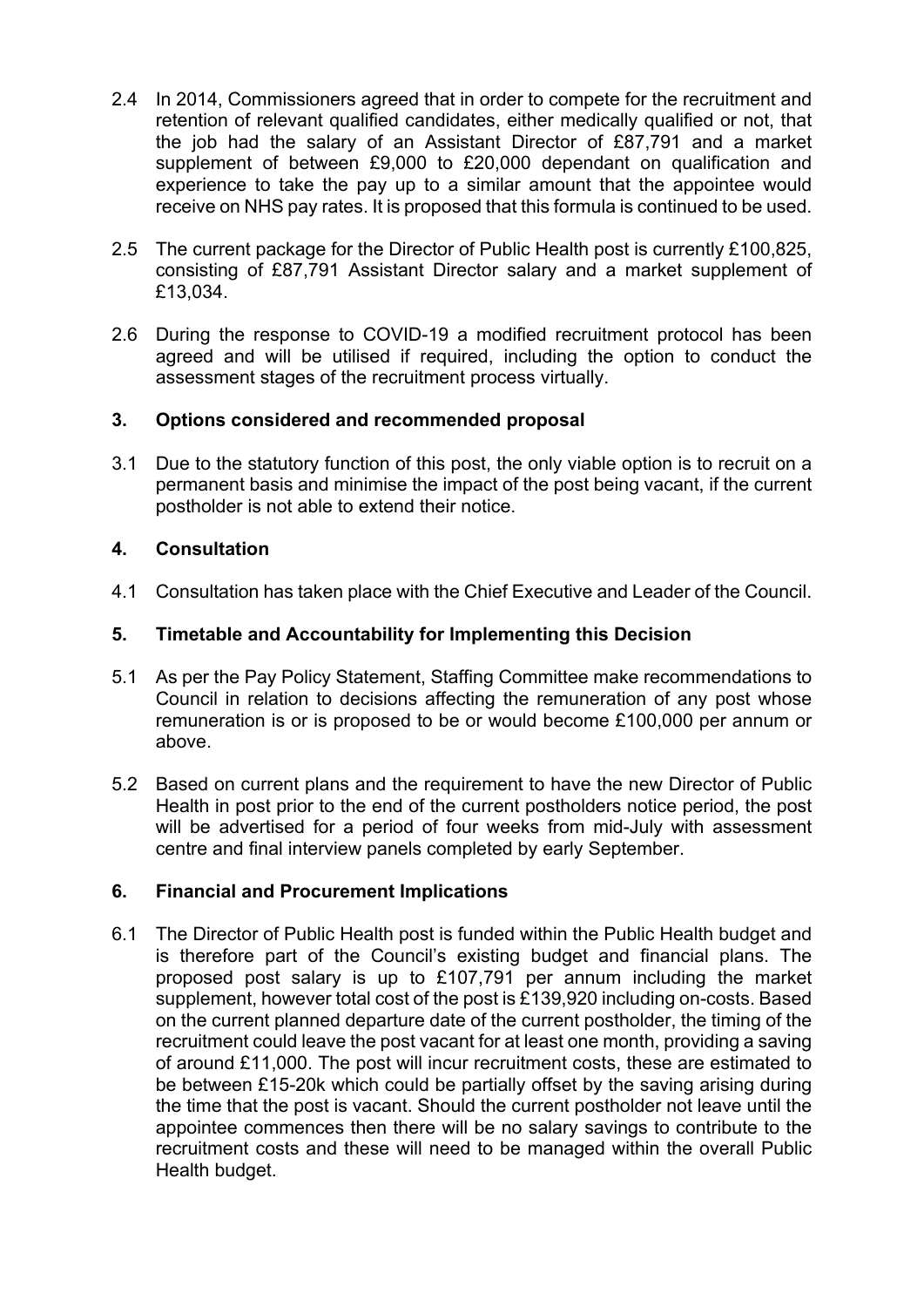2.4 In 2014, Commissioners agreed that in order to compete for the recruitment and retention of relevant qualified candidates, either medically qualified or not, that the job had the salary of an Assistant Director of £87,791 and a market supplement of between £9,000 to £20,000 dependant on qualification and experience to take the pay up to a similar amount that the appointee would receive on NHS pay rates. It is proposed that this formula is continued to be used.

2.5 The current package for the Director of Public Health post is currently £100,825, consisting of £87,791 Assistant Director salary and a market supplement of £13,034.

2.6 During the response to COVID-19 a modified recruitment protocol has been agreed and will be utilised if required, including the option to conduct the assessment stages of the recruitment process virtually.

## 3. Options considered and recommended proposal

3.1 Due to the statutory function of this post, the only viable option is to recruit on a permanent basis and minimise the impact of the post being vacant, if the current postholder is not able to extend their notice.

## 4. Consultation

4.1 Consultation has taken place with the Chief Executive and Leader of the Council.

## 5. Timetable and Accountability for Implementing this Decision

5.1 As per the Pay Policy Statement, Staffing Committee make recommendations to Council in relation to decisions affecting the remuneration of any post whose remuneration is or is proposed to be or would become £100,000 per annum or above.

5.2 Based on current plans and the requirement to have the new Director of Public Health in post prior to the end of the current postholders notice period, the post will be advertised for a period of four weeks from mid-July with assessment centre and final interview panels completed by early September.

## 6. Financial and Procurement Implications

6.1 The Director of Public Health post is funded within the Public Health budget and is therefore part of the Council's existing budget and financial plans. The proposed post salary is up to £107,791 per annum including the market supplement, however total cost of the post is £139,920 including on-costs. Based on the current planned departure date of the current postholder, the timing of the recruitment could leave the post vacant for at least one month, providing a saving of around £11,000. The post will incur recruitment costs, these are estimated to be between £15-20k which could be partially offset by the saving arising during the time that the post is vacant. Should the current postholder not leave until the appointee commences then there will be no salary savings to contribute to the recruitment costs and these will need to be managed within the overall Public Health budget.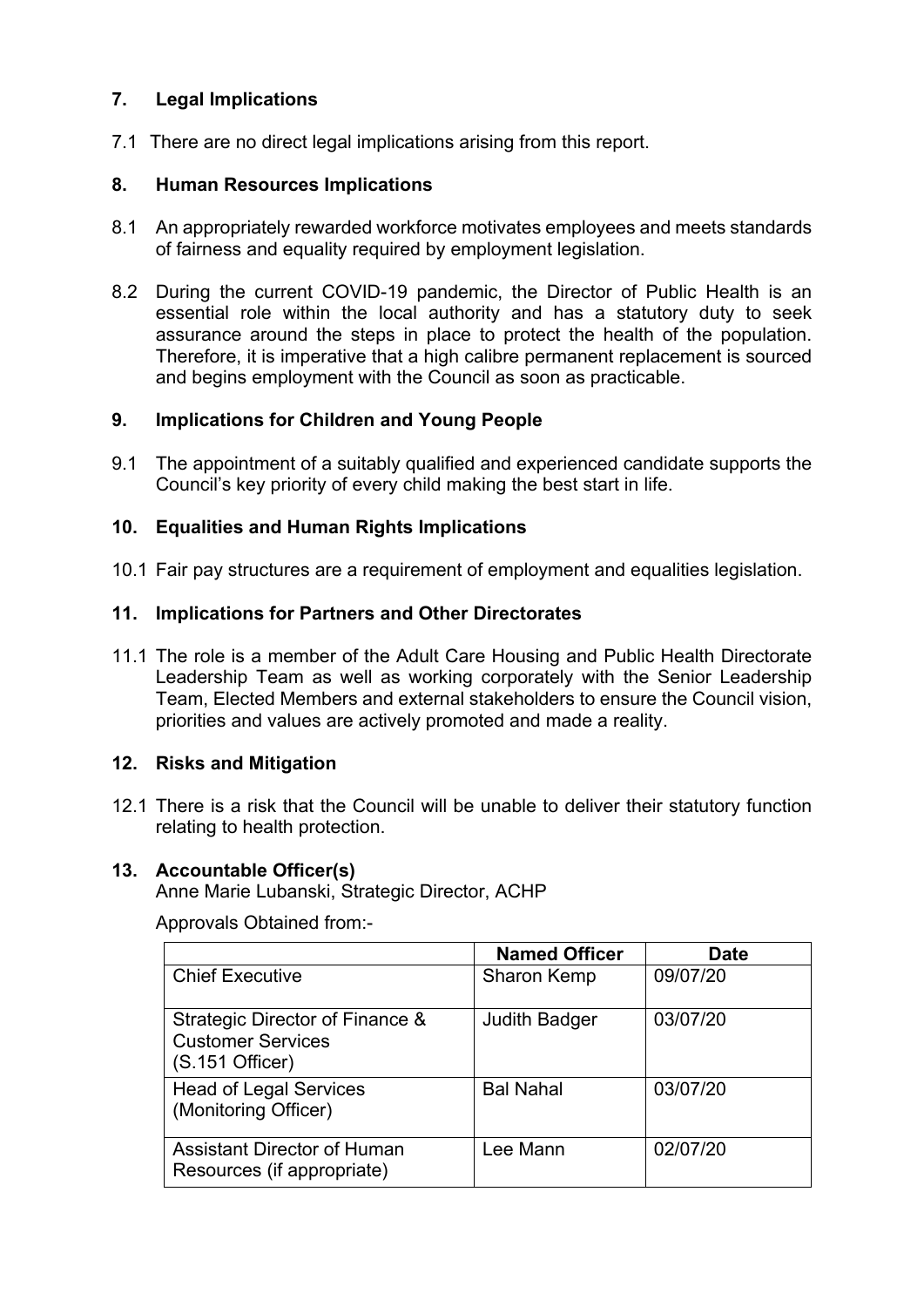## 7. Legal Implications

7.1 There are no direct legal implications arising from this report.

## 8. Human Resources Implications

8.1 An appropriately rewarded workforce motivates employees and meets standards of fairness and equality required by employment legislation.

8.2 During the current COVID-19 pandemic, the Director of Public Health is an essential role within the local authority and has a statutory duty to seek assurance around the steps in place to protect the health of the population. Therefore, it is imperative that a high calibre permanent replacement is sourced and begins employment with the Council as soon as practicable.

## 9. Implications for Children and Young People

9.1 The appointment of a suitably qualified and experienced candidate supports the Council's key priority of every child making the best start in life.

## 10. Equalities and Human Rights Implications

10.1 Fair pay structures are a requirement of employment and equalities legislation.

## 11. Implications for Partners and Other Directorates

11.1 The role is a member of the Adult Care Housing and Public Health Directorate Leadership Team as well as working corporately with the Senior Leadership Team, Elected Members and external stakeholders to ensure the Council vision, priorities and values are actively promoted and made a reality.

## 12. Risks and Mitigation

12.1 There is a risk that the Council will be unable to deliver their statutory function relating to health protection.

## 13. Accountable Officer(s)

Anne Marie Lubanski, Strategic Director, ACHP

Approvals Obtained from:-

| | Named Officer | Date |
|---|---|---|
| Chief Executive | Sharon Kemp | 09/07/20 |
| Strategic Director of Finance & Customer Services (S.151 Officer) | Judith Badger | 03/07/20 |
| Head of Legal Services (Monitoring Officer) | Bal Nahal | 03/07/20 |
| Assistant Director of Human Resources (if appropriate) | Lee Mann | 02/07/20 |